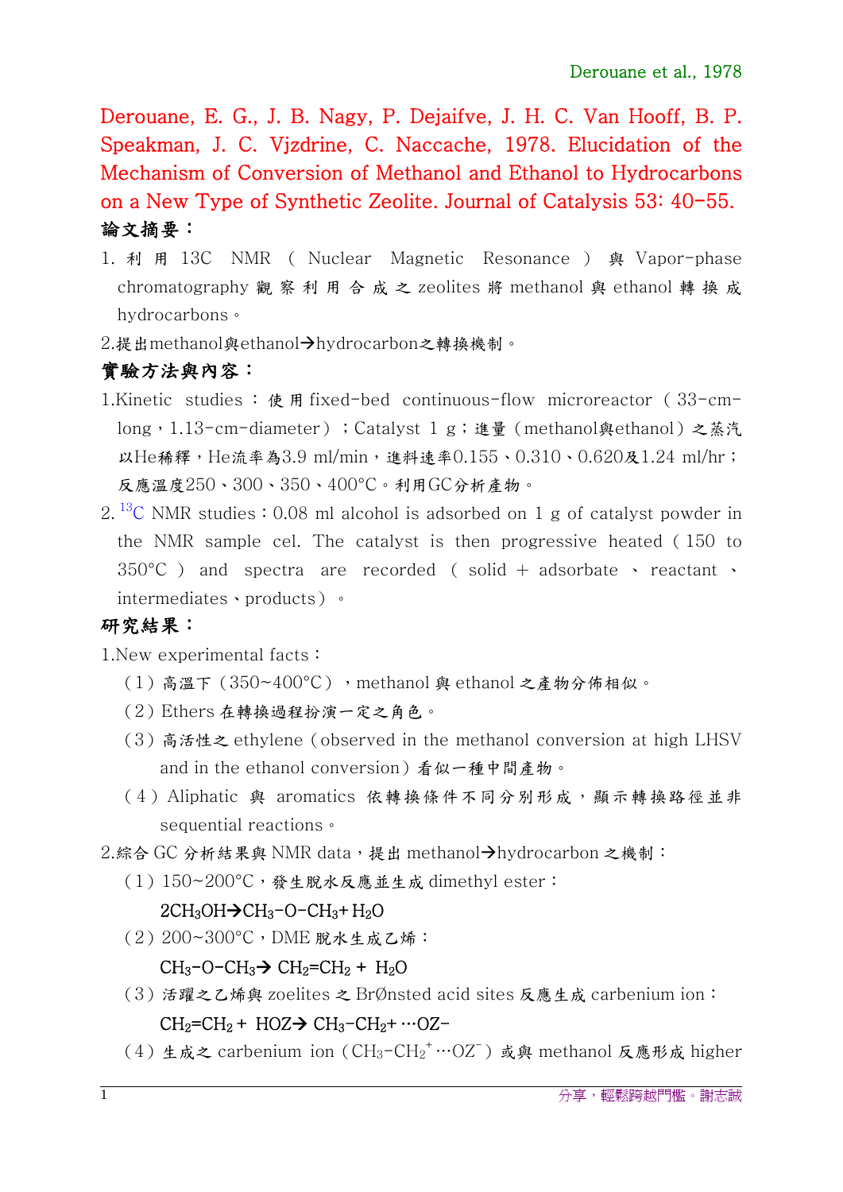Derouane, E. G., J. B. Nagy, P. Dejaifve, J. H. C. Van Hooff, B. P. Speakman, J. C. Vjzdrine, C. Naccache, 1978. Elucidation of the Mechanism of Conversion of Methanol and Ethanol to Hydrocarbons on a New Type of Synthetic Zeolite. Journal of Catalysis 53: 40-55.

**論文摘要：**

1. 利用 13C NMR（Nuclear Magnetic Resonance）與 Vapor-phase chromatography 觀察利用合成之 zeolites 將 methanol 與 ethanol 轉換成 hydrocarbons。
2. 提出methanol與ethanol→hydrocarbon之轉換機制。

**實驗方法與內容：**

1. Kinetic studies：使用fixed-bed continuous-flow microreactor（33-cm-long，1.13-cm-diameter）；Catalyst 1 g；進量（methanol與ethanol）之蒸汽以He稀釋，He流率為3.9 ml/min，進料速率0.155、0.310、0.620及1.24 ml/hr；反應溫度250、300、350、400°C。利用GC分析產物。
2. $^{13}C$ NMR studies：0.08 ml alcohol is adsorbed on 1 g of catalyst powder in the NMR sample cel. The catalyst is then progressive heated（150 to 350°C）and spectra are recorded（solid + adsorbate、reactant、intermediates、products）。

**研究結果：**

1. New experimental facts：
   （1）高溫下（350~400°C），methanol 與 ethanol 之產物分佈相似。
   （2）Ethers 在轉換過程扮演一定之角色。
   （3）高活性之 ethylene（observed in the methanol conversion at high LHSV and in the ethanol conversion）看似一種中間產物。
   （4）Aliphatic 與 aromatics 依轉換條件不同分別形成，顯示轉換路徑並非 sequential reactions。
2. 綜合 GC 分析結果與 NMR data，提出 methanol→hydrocarbon 之機制：
   （1）150~200°C，發生脫水反應並生成 dimethyl ester：
   $2CH_3OH \rightarrow CH_3\text{-}O\text{-}CH_3 + H_2O$
   （2）200~300°C，DME 脫水生成乙烯：
   $CH_3\text{-}O\text{-}CH_3 \rightarrow CH_2{=}CH_2 + H_2O$
   （3）活躍之乙烯與 zoelites 之 BrØnsted acid sites 反應生成 carbenium ion：
   $CH_2{=}CH_2 + HOZ \rightarrow CH_3\text{-}CH_2^+ \cdots OZ^-$
   （4）生成之 carbenium ion（$CH_3\text{-}CH_2^+ \cdots OZ^-$）或與 methanol 反應形成 higher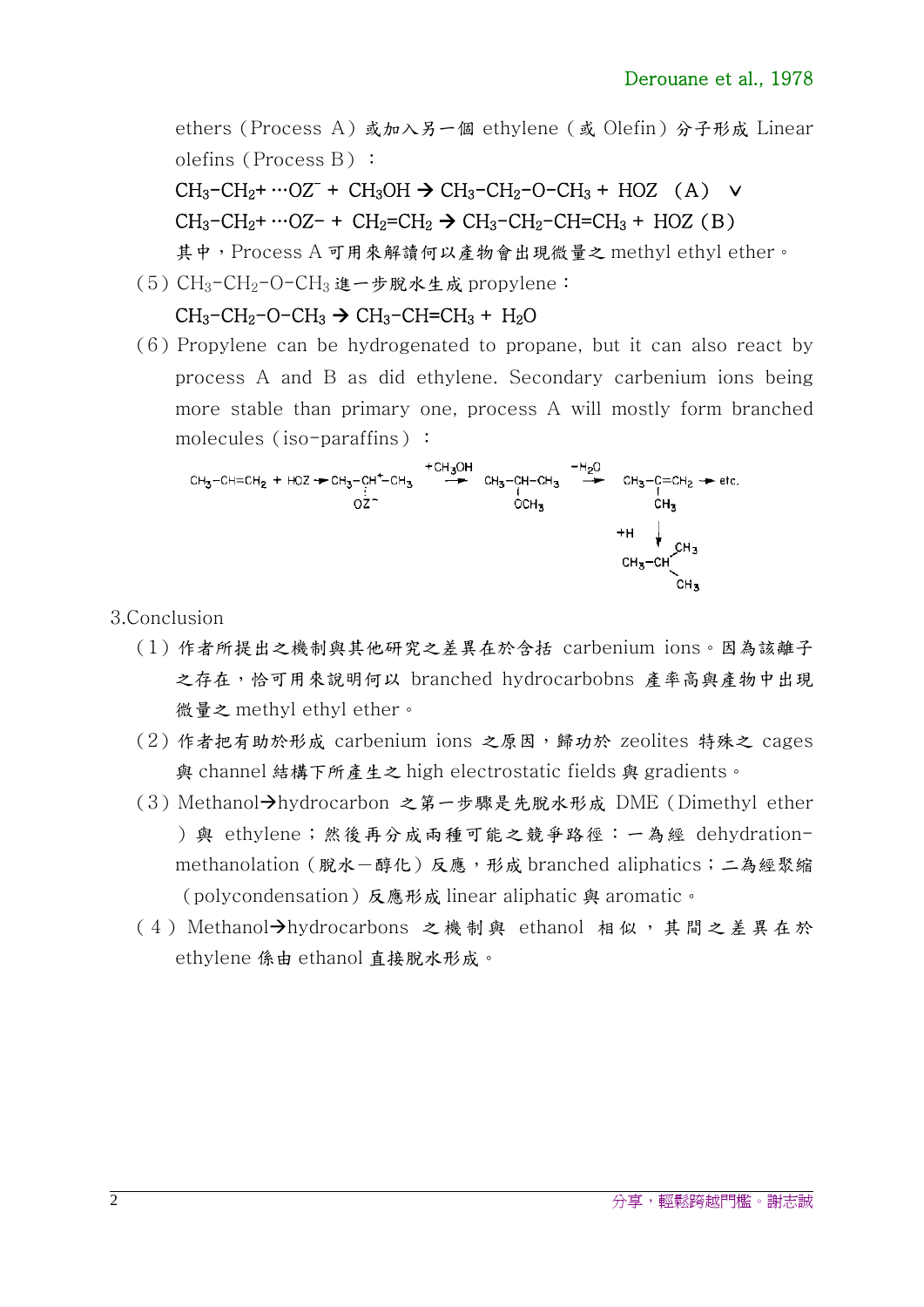ethers（Process A）或加入另一個 ethylene（或 Olefin）分子形成 Linear olefins（Process B）：

$CH_3\text{-}CH_2^+ \cdots OZ^- + CH_3OH \rightarrow CH_3\text{-}CH_2\text{-}O\text{-}CH_3 + HOZ$ （A） ∨

$CH_3\text{-}CH_2^+ \cdots OZ^- + CH_2{=}CH_2 \rightarrow CH_3\text{-}CH_2\text{-}CH{=}CH_3 + HOZ$ (B)

其中，Process A 可用來解讀何以產物會出現微量之 methyl ethyl ether。

（5）$CH_3\text{-}CH_2\text{-}O\text{-}CH_3$ 進一步脫水生成 propylene：

$CH_3\text{-}CH_2\text{-}O\text{-}CH_3 \rightarrow CH_3\text{-}CH{=}CH_3 + H_2O$

（6）Propylene can be hydrogenated to propane, but it can also react by process A and B as did ethylene. Secondary carbenium ions being more stable than primary one, process A will mostly form branched molecules（iso-paraffins）：

$$CH_3\text{-}CH{=}CH_2 + HOZ \rightarrow CH_3\text{-}\underset{\vdots\; OZ^-}{CH^+}\text{-}CH_3 \xrightarrow{+CH_3OH} CH_3\text{-}\underset{OCH_3}{CH}\text{-}CH_3 \xrightarrow{-H_2O} CH_3\text{-}\underset{CH_3}{C}{=}CH_2 \rightarrow \text{etc.}$$

$$CH_3\text{-}\underset{CH_3}{C}{=}CH_2 \xrightarrow{+H} CH_3\text{-}CH(CH_3)\text{-}CH_3$$

3.Conclusion

（1）作者所提出之機制與其他研究之差異在於含括 carbenium ions。因為該離子之存在，恰可用來說明何以 branched hydrocarbobns 產率高與產物中出現微量之 methyl ethyl ether。

（2）作者把有助於形成 carbenium ions 之原因，歸功於 zeolites 特殊之 cages 與 channel 結構下所產生之 high electrostatic fields 與 gradients。

（3）Methanol→hydrocarbon 之第一步驟是先脫水形成 DME（Dimethyl ether）與 ethylene；然後再分成兩種可能之競爭路徑：一為經 dehydration-methanolation（脫水－醇化）反應，形成 branched aliphatics；二為經聚縮（polycondensation）反應形成 linear aliphatic 與 aromatic。

（4）Methanol→hydrocarbons 之機制與 ethanol 相似，其間之差異在於 ethylene 係由 ethanol 直接脫水形成。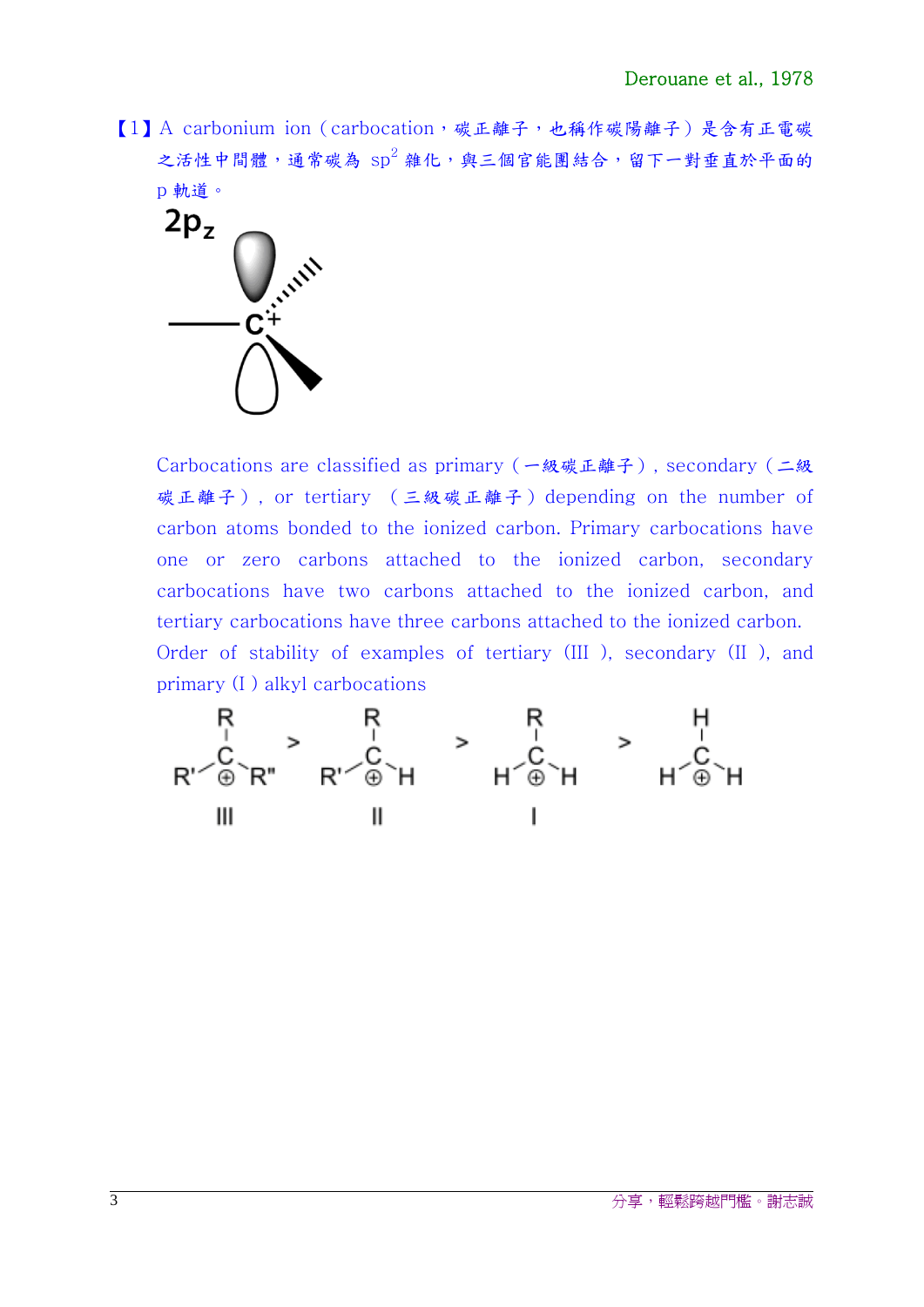Derouane et al., 1978

【1】A carbonium ion (carbocation，碳正離子，也稱作碳陽離子)是含有正電碳之活性中間體，通常碳為 $sp^2$ 雜化，與三個官能團結合，留下一對垂直於平面的 p 軌道。

Carbocations are classified as primary (一級碳正離子), secondary (二級碳正離子), or tertiary (三級碳正離子) depending on the number of carbon atoms bonded to the ionized carbon. Primary carbocations have one or zero carbons attached to the ionized carbon, secondary carbocations have two carbons attached to the ionized carbon, and tertiary carbocations have three carbons attached to the ionized carbon.

Order of stability of examples of tertiary (III), secondary (II), and primary (I) alkyl carbocations